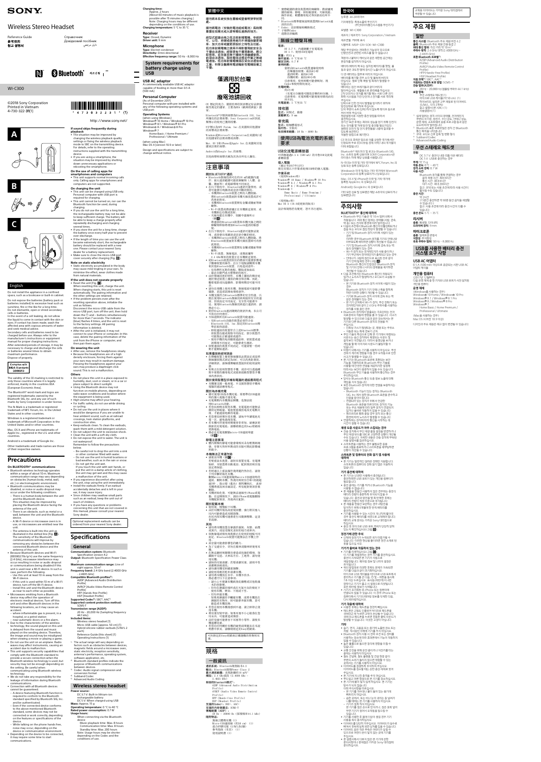# SONY

# Wireless Stereo Headset

Reference Guide
Справочник
Довідковий посібник
參考指南
참고 설명서
دليل مرجعي

Bluetooth®

WI-C300

©2018 Sony Corporation
Printed in Vietnam
4-730-322-**31**(1)

4-730-322-31(1)

http://www.sony.net/

A

B

C

## English

Do not install the appliance in a confined space, such as a bookcase or built-in cabinet.

Do not expose the batteries (battery pack or batteries installed) to excessive heat such as sunshine, fire or the like for a long time. Do not dismantle, open or shred secondary cells or batteries.

In the event of a cell leaking, do not allow the liquid to come in contact with the skin or eyes. If contact has been made, wash the affected area with copious amounts of water and seek medical advice.

Secondary cells and batteries need to be charged before use. Always refer to the manufacturer's instructions or equipment manual for proper charging instructions. After extended periods of storage, it may be necessary to charge and discharge the cells or batteries several times to obtain maximum performance.

Dispose of properly.

Complies with IMDA Standards DB00353

The validity of the CE marking is restricted to only those countries where it is legally enforced, mainly in the countries EEA (European Economic Area).

The Bluetooth® word mark and logos are registered trademarks owned by the Bluetooth SIG, Inc. and any use of such marks by Sony Corporation is under license.

The N-Mark is a trademark or registered trademark of NFC Forum, Inc. in the United States and in other countries.

Windows is a registered trademark or trademark of Microsoft Corporation in the United States and/or other countries.

Mac, OS X and iPhone are trademarks of Apple Inc., registered in the U.S. and other countries.

Android is a trademark of Google Inc.

Other trademarks and trade names are those of their respective owners.

## Precautions

### On BLUETOOTH® communications

- Bluetooth wireless technology operates within a range of about 10 m. Maximum communication range may vary depending on obstacles (human body, metal, wall, etc.) or electromagnetic environment.
- Bluetooth communications may be disabled, or noise or audio dropout may occur under the following conditions.
  - There is a human body between the unit and the Bluetooth device. This situation may be improved by placing the Bluetooth device facing the antenna of the unit.
  - There is an obstacle, such as metal or a wall, between the unit and the Bluetooth device.
  - A Wi-Fi device or microwave oven is in use, or microwaves are emitted near the unit.
  - The antenna is built into the unit as illustrated in the dotted line (Fig. A). The sensitivity of the Bluetooth communications will improve by removing any obstacles between the connected Bluetooth device and the antenna of this unit.
- Because Bluetooth devices and Wi-Fi (IEEE802.11b/g/n) use the same frequency (2.4 GHz), microwave interference may occur resulting in noise or audio dropout or communications being disabled if this unit is used near a Wi-Fi device. In such a case, perform the following.
  - Use this unit at least 10 m away from the Wi-Fi device.
  - If this unit is used within 10 m of a Wi-Fi device, turn off the Wi-Fi device.
  - Install this unit and the Bluetooth device as near to each other as possible.
- Microwaves emitting from a Bluetooth device may affect the operation of electronic medical devices. Turn off this unit and other Bluetooth devices in the following locations, as it may cause an accident:
  - where inflammable gas is present, in a hospital, or a petrol station
  - near automatic doors or a fire alarm.
- Due to the characteristic of the wireless technology, the sound played on this unit is delayed from the sound and music played on the sending device. Therefore, the image and sound may be misaligned when viewing a movie or playing a game.
- Do not use this unit on an airplane. Radio waves may affect instruments, causing an accident due to malfunction.
- This unit supports security capabilities that comply with the Bluetooth standard to provide a secure connection when the Bluetooth wireless technology is used, but security may not be enough depending on the setting. Be careful when communicating using Bluetooth wireless technology.
- We do not take any responsibility for the leakage of information during Bluetooth communications.
- Connection with all Bluetooth devices cannot be guaranteed.
  - A device featuring Bluetooth function is required to conform to the Bluetooth standard specified by Bluetooth SIG, Inc. and be authenticated.
  - Even if the connected device conforms to the above mentioned Bluetooth standard, some devices may not be connected or work correctly, depending on the features or specifications of the device.
  - While talking on the phone hands free, noise may occur, depending on the device or communication environment.
- Depending on the device to be connected, it may require some time to start communications.

### If sound skips frequently during playback

- The situation may be improved by changing the wireless playback quality settings or fixing the wireless playback mode to SBC on the transmitting device. For details, refer to the operating instructions supplied with the transmitting device.
- If you are using a smartphone, the situation may be improved by shutting down unnecessary applications or rebooting the smartphone.

### On the use of calling apps for smartphones and computers

- This unit supports normal incoming calls only. Calling apps for smartphones and computers are not supported.

### On charging the unit

- This unit can be charged using USB only. Personal computer with USB port is required for charging.
- This unit cannot be turned on, nor can the Bluetooth function be used, during charging.
- If you do not use the unit for a long time, the rechargeable battery may not be able to keep sufficient charge. The battery will be able to keep a charge properly after repeatedly discharging and charging several times.
- If you store the unit for a long time, charge the battery once every half year to prevent over-discharge.
- If the length of time you can use the unit became extremely short, the rechargeable battery should be replaced with a new one. Please contact your nearest Sony dealer for a battery replacement.
- Make sure to close the micro-USB port cover securely after charging (Fig. B).

### Note on static electricity

- Static electricity accumulated in the body may cause mild tingling in your ears. To minimize the effect, wear clothes made from natural materials.

### If the unit does not operate properly

- Reset the unit (Fig. C).
  When resetting this unit, charge the unit. When charging starts, this unit is reset automatically. The pairing information and the other settings are retained.
- If the problem persists even after the resetting operation above, initialize the unit as follows.
  Disconnect the micro-USB cable from the micro-USB port, turn off the unit, then hold down the ⏻ and – buttons simultaneously for more than 7 seconds. The indicator (blue) flashes 4 times, and the unit is reset to the factory settings. All pairing information is deleted.
- After the unit is initialized, it may not connect to your iPhone or computer. In this case, delete the pairing information of the unit from the iPhone or computer, and then pair them again.

### On wearing the unit

- After use, remove the headphones slowly.
- Because the headphones are of a high density enclosure, forcing them against your ears may result in eardrum damage. Pressing the headphones against your ears may produce a diaphragm click sound. This is not a malfunction.

### Others

- Do not place this unit in a place exposed to humidity, dust, soot or steam, or in a car or place subject to direct sunlight.
- Using the Bluetooth device may not function on mobile phones, depending on radio wave conditions and location where the equipment is being used.
- High volume may affect your hearing.
- For traffic safety, do not use while driving or cycling.
- Do not use the unit in places where it would be dangerous if you are unable to hear ambient sound, such as at railroad crossings, train station platforms, and construction sites.
- Keep earbuds clean. To clean the earbuds, wash them with a mild detergent solution.
- Do not subject the unit to excessive shock.
- Clean the unit with a soft dry cloth.
- Do not expose the unit to water. The unit is not waterproof.
  Remember to follow the precautions below.
  - Be careful not to drop the unit into a sink or other container filled with water.
  - Do not use the unit in humid locations or bad weather, such as in the rain or snow.
  - Do not get the unit wet.
    If you touch the unit with wet hands, or put the unit in a damp article of clothing, the unit may get wet and this may cause a malfunction of the unit.
- If you experience discomfort after using the unit, stop using the unit immediately.
- Install the earbuds firmly. If an earbud accidentally detaches and is left in your ear, it may cause injury.
- Since children may swallow small parts such as an earbud, keep the unit out of reach of children.
- If you have any questions or problems concerning this unit that are not covered in this manual, please consult your nearest Sony dealer.

Optional replacement earbuds can be ordered from your nearest Sony dealer.

## Specifications

**Communication system:** Bluetooth Specification version 4.2
**Output:** Bluetooth Specification Power Class 2
**Maximum communication range:** Line of sight approx. 10 m[1]
**Frequency band:** 2.4 GHz band (2.4000 GHz – 2.4835 GHz)
**Compatible Bluetooth profiles[2]:**
A2DP (Advanced Audio Distribution Profile)
AVRCP (Audio Video Remote Control Profile)
HFP (Hands-free Profile)
HSP (Headset Profile)
**Supported Codec[3]:** SBC[4], AAC[5]
**Supported content protection method:** SCMS-T
**Transmission range (A2DP):**
20 Hz – 20,000 Hz (Sampling frequency 44.1 kHz)
**Included items:**
Wireless stereo headset (1)
Micro-USB cable (approx. 50 cm) (1)
Hybrid silicone rubber earbuds (S/M/L 2 each)
Reference Guide (this sheet) (1)
Operating Instructions (1)

[1] The actual range will vary depending on factors such as obstacles between devices, magnetic fields around a microwave oven, static electricity, reception sensitivity, antenna's performance, operating system, software application, etc.
[2] Bluetooth standard profiles indicate the purpose of Bluetooth communications between devices.
[3] Codec: Audio signal compression and conversion format
[4] Subband Codec
[5] Advanced Audio Coding

### Wireless stereo headset

**Power source:**
DC 3.7 V: Built-in lithium-ion rechargeable battery
DC 5 V: When charged using USB
**Mass:** Approx. 15 g
**Operating temperature:** 0 °C to 40 °C
**Rated power consumption:** 0.7 W
**Usage hours:**
When connecting via the Bluetooth device
Music playback time: Max. 8 hours
Communication time: Max. 8 hours
Standby time: Max. 200 hours
Note: Usage hours may be shorter depending on the Codec and the conditions of use.

**Charging time:**
Approx. 2 hours
(About 60 minutes of music playback is possible after 15 minutes charging.)
Note: Charging hours may be different depending on the conditions of use.
**Charging temperature:** 5 °C to 35 °C

### Receiver

**Type:** Closed, Dynamic
**Driver unit:** 9 mm

### Microphone

**Type:** Electret condenser
**Directivity:** Omni directional
**Effective frequency range:** 50 Hz – 8,000 Hz

## System requirements for battery charge using USB

### USB AC adaptor

A commercially available USB AC adaptor capable of feeding in more than 0.5 A (500 mA)

### Personal Computer

(As of December 2017)
Personal computer with pre-installed with any of the following operating systems and USB port:

**Operating Systems**
(when using Windows)
Windows® 10 Home / Windows® 10 Pro
Windows® 8.1 / Windows® 8.1 Pro
Windows® 8 / Windows® 8 Pro
Windows® 7
Home Basic / Home Premium / Professional / Ultimate

(when using Mac)
Mac OS X (version 10.9 or later)

Design and specifications are subject to change without notice.

## 繁體中文

請勿將本装置安装在書櫃或壁櫥等狹窄封閉處。

請勿將電池（安装的電池組或電池）長時間暴露在如陽光或火源等類似過熱的地方。

經型式認證合格之低功率射頻電機，非經許可，公司、商號或使用者均不得擅自變更頻率、加大功率或變更原設計之特性及功能。
低功率射頻電機之使用不得影響飛航安全及干擾合法通信；經發現有干擾現象時，應立即停用，並改善至無干擾時方得繼續使用。前項合法通信，指依電信法規定作業之無線電通信。低功率射頻電機須忍受合法通信或工業、科學及醫療用電波輻射性電機設備之干擾。

僅適用於台灣

廢電池請回收

CE 標誌的效力，僅限於該標誌依法強制實施的國家，主要為EEA（歐洲經濟區）國家。

Bluetooth®字樣與商標歸屬為Bluetooth SIG, Inc.所擁有的註冊商標，Sony Corporation對於此類商標之使用皆已獲得授權。

N-Mark是NFC Forum, Inc.在美國和其他國家的商標或註冊商標。

Windows是Microsoft Corporation在美國和/或其他國家的註冊商標或商標。

Mac、OS X和iPhone是Apple Inc.在美國和其他國家註冊的商標。

Android是Google Inc.的商標。

其他商標和商標名稱為其各自所有人擁有。

## 注意事項

### 關於BLUETOOTH®通訊

- Bluetooth無線技術可在約10 m的範圍內運作。最大通訊範圍可能會依障礙物（人體、金屬、牆壁等）或電磁環境而有所不同。
- 在以下情況中，Bluetooth通訊可能無效，或是可能會出現雜訊或音訊中斷。
  - 本機與Bluetooth裝置之間有人體存在。將Bluetooth裝置面向本機天線放置或許可改善此情況。
  - 本機與Bluetooth裝置間有金屬或牆壁等障礙物。
  - Wi-Fi裝置或微波爐在本機附近使用，或本機附近有微波放射。
  - 天線內建在本機中，如圖中虛線所示（圖A）。
    將連接的Bluetooth裝置和本機天線之間的障礙物移除將會增強Bluetooth通訊的敏感度。
- 由於Bluetooth裝置和Wi-Fi（IEEE802.11b/g/n）使用相同頻率（2.4 GHz），若在Wi-Fi裝置附近使用本機，可能會發生微波干擾，進而導致雜訊或音訊中斷或通訊停用。此時請執行以下操作。
  - 在距離Wi-Fi裝置至少10 m的地方使用本機。
  - 如果本機在Wi-Fi裝置的10 m範圍內使用，請關閉Wi-Fi裝置。
  - 將本機和Bluetooth裝置放置在盡可能靠近彼此的位置。
- Bluetooth裝置放射的微波可能會影響電子醫療設備的運作。請在以下位置關閉本機及其他Bluetooth裝置，否則可能會導致意外：
  - 有可燃氣體、醫院或加油站
  - 靠近自動門或火警警報器的地方。
- 由於無線技術的特性，本機上播放的聲音延遲於傳送裝置上播放的聲音和音樂。因此，觀看電影或玩遊戲時，影像和聲音可能不同步。
- 請勿在飛機上使用本機。無線電波可能影響儀器，造成故障而導致意外。
- 本機支援符合Bluetooth標準的安全性功能，以便在使用Bluetooth無線技術時提供安全的連接，但依設定不同而定，安全性可能會不足。使用Bluetooth無線技術進行通訊時，請務必小心。
- 對於在Bluetooth通訊期間的資訊外洩，本公司不負任何責任。
- 不保證與所有Bluetooth裝置均能連接。
  - 具備Bluetooth功能的裝置必須符合由Bluetooth SIG, Inc.指定的Bluetooth標準並經過認證。
  - 即使連接的裝置符合上述Bluetooth標準，某些裝置依其功能或規格不同而定，可能無法連接或正常運作。
  - 使用免手持功能通話時，依裝置或通訊環境而定，可能會產生噪音。
- 依要連接的裝置而定，可能需要一些時間才能開始通訊。

### 如果播放時聲音經常跳音

- 在傳輸裝置上變更無線播放品質設定或是將無線播放模式固定為SBC，可以改善此情況。有關詳情，請參閱傳輸裝置隨附的使用說明書。
- 如果正在使用智慧型手機，關閉不必要的應用程式或重新開機智慧型手機可以改善此情況。

### 關於使用智慧型手機和電腦的通話應用程式

- 本機僅支援一般來電。不支援智慧型手機和電腦的通話應用程式。

### 關於為本機充電

- 本機只能使用USB充電。需要帶有USB連接埠的個人電腦才能充電。
- 充電期間無法開啟本機電源，也無法使用Bluetooth功能。
- 若您長時間不使用本機，充電電池可能會無法保持足夠的電量。在反覆放電與充電數次後，充電電池將能夠正確保持電量。
- 若您長時間存放本機，請每半年為電池充電一次，以防過度放電。
- 若本機的可使用時間變得極為短暫，就應該更換新的充電電池。請聯絡您附近的Sony經銷商以更換電池。
- 務必在充電後將Micro-USB連接埠蓋（圖B）牢牢關閉。

### 靜電注意事項

- 體內積聚的靜電可能會導致耳朵有輕微刺痛感。穿著天然材料製成的衣服可將此影響減至最低。

### 本機無法正常運作時

- 重設本機（圖C）。
  若要重設本機，請對本機充電。充電開始時，本機將會自動重設。配對資訊和其他設定將保留。
- 若問題在上述重設操作後仍然存在，請依下列方式初始化本機。
  拔除micro-USB連接埠的Micro-USB連接線，關閉本機，然後同時按住⏻和-按鈕超過7秒。指示燈（藍色）將閃爍4次，且本機將重設為出廠設定。所有配對資訊將被刪除。
- 本機初始化後，可能無法連接到iPhone或電腦。在這種情況下，請從iPhone或電腦刪除本機的配對資訊，然後再次配對。

### 關於配戴本機

- 使用後，慢慢取下耳機。
- 由於耳機外殼為高密度結構，強行將耳機壓入耳內可能會造成耳膜損傷。將耳機壓入耳內可能會使耳機振膜發出卡嗒聲響。這並非故障。

### 其他

- 請勿將本機放置在會潮濕、多灰塵、多油煙、有蒸汽的地方、或是受陽光直射的車內或地方。
- 依無線電波狀況和本機使用地點而定，Bluetooth裝置可能無法在行動電話上作用。
- 高音量可能會影響您的聽力。
- 為了交通安全，切勿在駕車或騎車時使用本機。
- 在無法聽到周圍聲音將會造成危險的場所，例如鐵路平交道、火車站月台、工地等，請勿使用本機。
- 讓耳塞保持清潔。若要清潔耳塞，請用溫和的清潔劑溶液清洗。
- 請勿讓本機受到過度撞擊。
- 請以柔軟乾布清潔本機。
- 請勿將本機暴露於水中。本機不防水。
  務必遵守以下注意事項。
  - 請小心不要讓本機掉落至水槽或其他裝滿水的容器內。
  - 切勿在潮濕的場所或雨天或下雪等惡劣天候下使用本機。
  - 切勿弄濕本機。
    如果用濕手觸摸本機，或將本機放在潮濕的衣物內，可能會使本機弄濕，並可能會造成本機故障。
- 若您在使用本機後感到不適，請立即停止使用本機。
- 將耳塞安裝牢固。若耳塞意外脫落並留在耳內，可能會造成傷害。
- 由於兒童可能會吞下耳塞等小零件，請放在兒童無法取得之處。
- 若對本機有任何本手冊內未記載的疑問或問題，請洽詢您附近的Sony經銷商。

可向附近的Sony經銷商訂購選購的替換耳塞。

## 規格

### 一般資訊

**通訊系統：**Bluetooth規格版本4.2
**輸出：**Bluetooth規格Power Class 2
**最大通訊範圍：**直視距離約10 m[1]
**頻段：**2.4 GHz頻段（2.4000 GHz－2.4835 GHz）
**相容的Bluetooth模式[2]：**
A2DP（Advanced Audio Distribution Profile）
AVRCP（Audio Video Remote Control Profile）
HFP（Hands-free Profile）
HSP（Headset Profile）
**支援的Codec[3]：**SBC[4]，AAC[5]
**支援的內容保護方法：**SCMS-T
**傳輸範圍（A2DP）：**
20 Hz - 20,000 Hz（採樣頻率44.1 kHz）
**隨附物品：**
無線立體聲耳機（1）
Micro-USB連接線（約50 cm）（1）
混合矽膠耳塞（S/M/L各2個）
參考指南（本頁）（1）
使用說明書（1）

[1] 實際範圍將依裝置間的障礙物、微波爐周圍的磁場、靜電、接收敏感度、天線效能、操作系統、軟體應用程式等因素的而有不同。
[2] Bluetooth標準模式表示裝置間Bluetooth通訊的目的。
[3] Codec：音訊壓縮和轉換格式
[4] 子頻帶Codec
[5] 進階音訊編碼

### 無線立體聲耳機

**電源：**
DC 3.7 V：內建鋰離子充電電池
DC 5 V：使用USB充電時
**質量：**約15 g
**操作溫度：**0 °C至40 °C
**額定功率：**0.7 W
**使用時數：**
透過Bluetooth裝置連線使用時
音樂播放時間：最長8小時
通訊時間：最長8小時
待機時間：最長200小時
註意事項：使用時數可能會較短，視Codec和使用條件而定。
**充電時間：**
約2小時
（充電15分鐘後可播放音樂約60分鐘。）
註意事項：充電時數可能會依使用條件而有所不同。
**充電溫度：**5 °C至35 °C

### 接收器

**型式：**封閉式，動態
**驅動單元：**9 mm

### 麥克風

**型式：**駐極體電容式
**指向性：**全指向
**有效頻率範圍：**50 Hz - 8000 Hz

## 使用USB為電池充電的系統要求

### USB交流電源轉接器

可供應超過0.5 A（500 mA）的市售USB交流電源轉接器

### 個人電腦

（截至2017年12月）
預先安裝以下任何作業系統和USB埠的個人電腦：

**作業系統**
（使用Windows時）
Windows® 10 Home / Windows® 10 Pro
Windows® 8.1 / Windows® 8.1 Pro
Windows® 8 / Windows® 8 Pro
Windows® 7
Home Basic / Home Premium / Professional / Ultimate

（使用Mac時）
Mac OS X 10.9或更新的版本

設計和規格如有變更，恕不另行通知。

## 한국어

상호명: 소니코리아㈜

기자재명칭: 특정소출력 무선기기 (무선데이터통신시스템용 무선기기)

모델명: WI-C300

제조자 / 제조국가: Sony Corporation / Vietnam

제조연월: 커버에 표시

식별부호: MSIP-CRI-SOK-WI-C300

해당 무선설비는 전파혼신 가능성이 있으므로 인명안전과 관련된 서비스를 할 수 없습니다.

책장이나 붙박이 캐비닛과 같은 제한된 공간에는 본 장치를 설치하지 마십시오.

배터리 (배터리 팩 또는 장착된 배터리)를 햇빛, 불 등과 같은 과도한 열에 장시간 노출시키지 마십시오.

다른 배터리는 합쳐서 버리지 마십시오.
배터리를 폐기할 경우 쇼킹 및 폭발을 예방하기 위해서 배터리를 ...

배터리는 정한 규격 충전기에서만 충전해야 합니다. ...

CE 마크의 유효성은 법률로 규정된 국가, 주로 EEA(유럽 경제 지역) 국가들로 제한됩니다.

Bluetooth® 워드마크 및 로고는 Bluetooth SIG, Inc.의 등록 상표이며 SONY Corporation은 라이센스 하에 해당 상표를 사용합니다.

N-Mark는 미국 및 기타 국가에서 NFC Forum, Inc.의 상표 또는 등록 상표입니다.

Windows는 미국 및/또는 기타 국가에서 Microsoft Corporation의 등록 상표이거나 상표입니다.

Mac, OS X 및 iPhone은 미국 및 기타 국가에 등록된 Apple Inc.의 상표입니다.

Android는 Google Inc.의 상표입니다.

기타 모든 상표 및 상표명은 해당 소유자의 상표이거나 등록 상표입니다.

## 주의사항

### BLUETOOTH® 통신에 대하여

- Bluetooth 무선 기술은 약 10 m 범위 내에서 작동합니다. 최대 통신 범위는 장애물(사람, 금속, 벽 등) 또는 전자파 환경에 따라 달라집니다.
- 다음과 같은 조건에서 Bluetooth 통신이 불가능하거나 잡음 또는 오디오 끊김 현상이 발생할 수 있습니다.
  - 기기와 Bluetooth 장치 사이에 사람이 있는 경우.
    Bluetooth 장치를 기기의 안테나를 향하게 배치하면 상황이 개선될 수 있습니다.
  - 기기와 Bluetooth 장치 사이에 금속 또는 벽 등의 장애물이 있는 경우.
  - Wi-Fi 장치 또는 전자레인지가 사용 중이거나 기기 부근에서 전자파가 방출되고 있는 경우.
  - 안테나가 그림의 점선으로 표시된 것과 같이 기기에 내장되어 있습니다 (그림 A). Bluetooth 통신의 감도는 연결된 Bluetooth 장치와 기기의 안테나 사이의 장애물을 제거하면 개선됩니다.
- Bluetooth 장치와 Wi-Fi(IEEE802.11b/g/n)는 같은 주파수(2.4 GHz)를 사용하므로, 기기를 Wi-Fi 장치 부근에서 사용하면 전자파 간섭으로 인해 잡음 또는 오디오 끊김이 발생하거나 통신이 불가능해질 수 있습니다. 이러한 경우 다음 조치를 취하십시오.
  - Wi-Fi 장치에서 최소 10 m 이상 떨어진 곳에서 기기를 사용하십시오.
  - 기기를 Wi-Fi 장치 10 m 이내에서 사용하는 경우 Wi-Fi 장치를 끄십시오.
  - 기기와 Bluetooth 장치를 최대한 가깝게 설치하십시오.
- Bluetooth 장치에서 방출되는 전자파는 전자 의료 기기의 작동에 영향을 줄 수 있습니다. 사고를 유발할 수 있으므로 다음과 같은 장소에서는 기기와 다른 Bluetooth 장치의 전원을 끄십시오.
  - 인화성 가스가 있는 곳, 병원 또는 주유소
  - 자동문 또는 화재 경보기 부근
- 무선 기술의 특성으로 인해 기기에서 재생되는 소리는 송신 장치에서 재생되는 소리와 음악보다 지연됩니다. 따라서 영화를 보거나 게임을 할 때 이미지와 소리가 맞지 않을 수 있습니다.
- 비행기 내에서는 기기를 사용하지 마십시오. 무선 전파가 계기에 영향을 미쳐 오작동으로 인한 사고가 발생할 수 있습니다.
- 본 기기는 Bluetooth 무선 기술 사용 시 안전한 연결을 제공하기 위해 Bluetooth 표준을 준수하는 보안 기능을 지원하지만, 설정에 따라서는 보안이 충분하지 않을 수 있습니다. Bluetooth 무선 기술을 사용하여 통신할 때 주의하십시오.
- 당사는 Bluetooth 통신 도중 정보 누출에 대해 책임을 지지 않습니다.
- 모든 Bluetooth 장치와의 연결을 보증하지는 않습니다.
  - Bluetooth 기능이 있는 장치는 Bluetooth SIG, Inc.에서 정한 Bluetooth 표준을 준수하고 인증을 받아야 합니다.
  - 연결된 장치가 위에 언급된 Bluetooth 표준을 준수하더라도 장치의 기능 또는 사양에 따라 일부 장치는 연결되지 않거나 올바로 작동하지 않을 수 있습니다.
  - 핸즈프리로 통화 중일 때 장치 또는 통신 환경에 따라서 잡음이 발생할 수 있습니다.
- 연결하려는 장치에 따라서 통신을 시작하는 데 시간이 걸릴 수 있습니다.

### 재생 도중 사운드가 자주 끊기는 경우

- 송신 장치에서 무선 재생 품질 설정을 변경하거나 무선 재생 모드를 SBC로 고정하면 상황이 개선될 수 있습니다. 자세한 내용은 송신 장치에 부속된 사용 설명서를 참조하십시오.
- 스마트폰을 사용하는 경우 불필요한 응용 프로그램을 종료하거나 스마트폰을 재부팅하면 상황이 개선될 수 있습니다.

### 스마트폰 및 컴퓨터의 전화 걸기 앱 사용에 대하여

- 본 기기는 일반적인 수신 전화만 지원합니다. 스마트폰과 컴퓨터의 전화 걸기 앱은 지원되지 않습니다.

### 기기 충전에 대하여

- 본 기기는 USB만 사용해서 충전됩니다. 충전하려면 USB 포트가 있는 개인용 컴퓨터가 필요합니다.
- 충전 중에는 기기를 켜거나 Bluetooth 기능을 사용할 수 없습니다.
- 본 제품을 장시간 사용하지 않은 경우에는 충전식 배터리 전원이 충분하게 유지되지 않을 수 있습니다. 몇 번 방전 및 충전을 반복하면 배터리가 충전을 제대로 유지할 수 있습니다.
- 기기를 장기간 보관하는 경우 과방전을 방지하기 위해 6개월에 한 번씩 배터리를 충전하십시오.
- 기기를 사용할 수 있는 시간이 지나치게 짧아진 경우 충전식 배터리를 새것으로 교체해야 합니다. 배터리 교체 관련은 가까운 Sony 대리점에 문의하십시오.
- 충전 후 마이크로 USB 포트 커버가 단단히 닫히도록 하십시오 (그림 B).

### 정전기에 관한 주의

- 신체에 정전기가 누적되면 귀가 따끔거릴 수 있습니다. 이러한 현상을 줄이려면 천연 소재로 된 옷을 입으십시오.

### 기기가 올바로 작동하지 않는 경우

- 기기를 리셋하십시오 (그림 C).
  이 기기를 재설정하는 경우 기기를 충전하십시오. 충전이 시작되면 본 기기가 자동으로 재설정됩니다. 페어링 정보 나머지 설정은 유지됩니다.
- 위의 재설정 작업 후에도 문제가 지속되는 경우 다음과 같이 기기를 초기화하십시오.
  마이크로 USB 케이블을 마이크로 USB 포트에서 분리하고 기기의 전원을 끈 후 ⏻ 및 - 버튼을 동시에 7초 이상 누르십시오. 표시등(파란색)이 4번 깜박이고 기기가 공장 출하 설정으로 재설정됩니다. 모든 페어링 정보가 삭제됩니다.
- 기기가 초기화된 후 iPhone 또는 컴퓨터와 연결되지 않을 수 있습니다. 이 경우 iPhone 또는 컴퓨터에서 기기의 페어링 정보를 삭제한 다음 다시 페어링하십시오.

### 기기 착용에 대하여

- 사용 후 천천히 헤드폰을 제거하십시오.
- 헤드폰은 고밀도 인클로저이므로 헤드폰을 귀에 강하게 누르면 고막이 손상될 수 있습니다. 헤드폰을 귀에 누르면 진동판에서 딸깍 소리가 발생할 수 있습니다. 이것은 고장이 아닙니다.

### 기타

- 습기, 먼지, 그을음 또는 증기에 노출된 장소 또는 차량, 직사광선이 비치는 곳에 기기를 두지 마십시오.
- Bluetooth 장치 사용 시 전파 조건 또는 장비를 사용하는 장소에 따라 휴대폰에서 기능이 작동하지 않을 수 있습니다.
- 볼륨을 높게 하면 청력에 영향을 줄 수 있습니다.
- 교통 안전을 위해 운전 중이거나 자전거를 타는 중에는 사용하지 마십시오.
- 철도 건널목, 철도 플랫폼 및 건설 현장 등 주변의 소리가 들리지 않으면 위험할 수 있는 곳에서는 기기를 사용하지 마십시오.
- 이어버드를 청결하게 유지하십시오. 이어버드를 청소할 때는 순한 세제 용액으로 세척하십시오.
- 본 기기에 과도한 충격을 주지 마십시오.
- 부드럽고 마른 천으로 본 기기를 청소하십시오.
- 본 기기에 물이 닿지 않도록 하십시오. 본 기기는 방수 기능이 없습니다.
  아래의 주의사항을 따르십시오.
  - 본 기기를 개수대 또는 물이 든 용기에 떨어뜨리지 않도록 주의하십시오.
  - 습한 장소 또는 비나 눈이 오는 날 등 날씨가 나쁠 때에는 본 기기를 사용하지 마십시오.
  - 본 기기가 젖지 않도록 하십시오.
    젖은 손으로 본 기기를 만지거나, 젖은 옷에 넣으면 기기가 젖어서 오작동을 일으킬 수 있습니다.
- 기기를 사용한 후 몸에 이상이 생길 경우 기기 사용을 즉시 중지하십시오.
- 이어버드를 단단히 끼우십시오. 이어버드가 실수로 빠져서 귀 속에 남게 되면 부상을 입을 수 있습니다.
- 어린이는 이어버드와 같은 작은 부품을 삼킬 수 있으므로 어린이의 손이 닿지 않는 곳에 기기를 보관하십시오.
- 본 설명서에서 다루지 않은 본 기기에 관한 질문이나 문제가 있는 경우 가까운 Sony 대리점에 문의하십시오.

교체용 이어버드는 가까운 Sony 대리점에서 주문할 수 있습니다.

## 주요 제원

### 일반

**통신 시스템:** Bluetooth 주요 제원 버전 4.2
**출력:** Bluetooth 주요 제원 전원 등급 2
**최대 통신 범위:** 직선 거리 약 10 m[1]
**주파수 대역:** 2.4 GHz 대역(2.4000 GHz – 2.4835 GHz)
**호환 Bluetooth 프로필[2]:**
A2DP (Advanced Audio Distribution Profile)
AVRCP (Audio Video Remote Control Profile)
HFP (Hands-free Profile)
HSP (Headset Profile)
**지원 코덱[3]:** SBC[4], AAC[5]
**지원되는 컨텐츠 보호 방법:** SCMS-T
**전송 범위 (A2DP):**
20 Hz – 20,000 Hz(샘플링 주파수 44.1 kHz)
**포함 항목:**
무선 스테레오 헤드셋 (1)
마이크로 USB 케이블 (약 50 cm) (1)
하이브리드 실리콘 고무 재질로 된 이어버드 (S/M/L, 각각 2개씩)
참고 설명서(본 시트) (1)
사용설명서 (1)

[1] 실제 범위는 장치 사이의 장애물, 전자레인지 부근의 자기장, 정전기, 수신 감도, 안테나 성능, 운영 체제, 소프트웨어 응용 프로그램 등과 같은 요소에 따라 달라집니다.
[2] Bluetooth 표준 프로필은 장치 간 Bluetooth 통신 목적을 나타냅니다.
[3] 코덱: 오디오 신호 압축 및 변환 형식
[4] Subband Codec
[5] Advanced Audio Coding

### 무선 스테레오 헤드셋

**전원:**
DC 3.7 V: 충전식 내장 리튬 이온 배터리
DC 5 V: USB로 충전하는 경우
**무게:** 약 15 g
**작동 온도:** 0 °C ~ 40 °C
**정격 소비 전력:** 0.7 W
**사용 시간:**
Bluetooth 장치를 통해 연결하는 경우
음악 재생 시간: 최대 8시간
통신 시간: 최대 8시간
대기 시간: 최대 200시간
참고: 코덱 또는 사용 조건에 따라 사용 시간이 짧아질 수도 있습니다.
**충전 시간:**
약 2시간
(15분간 충전하면 약 60분 동안 음악을 재생할 수 있습니다.)
참고: 사용 조건에 따라 충전 시간이 다를 수 있습니다.
**충전 온도:** 5 °C ~ 35 °C

### 리시버

**종류:** 폐쇄형, 다이나믹
**드라이버 장치:** 9 mm

### 마이크로폰

**종류:** 일렉트릿 콘덴서
**지향성:** 무지향성
**유효 주파수 범위:** 50 Hz – 8,000 Hz

## USB를 사용한 배터리 충전 시스템 요구 사항

### USB AC 어댑터

0.5 A (500 mA) 이상으로 공급하는 시판 USB AC 어댑터 제공

### 개인용 컴퓨터

(2017년 12월부터)
다음 운영 체제 중 한 가지와 USB 포트가 사전 설치된 개인용 컴퓨터

**운영 체제**
(Windows를 사용하는 경우)
Windows® 10 Home / Windows® 10 Pro
Windows® 8.1 / Windows® 8.1 Pro
Windows® 8 / Windows® 8 Pro
Windows® 7
Home Basic / Home Premium / Professional / Ultimate

(Mac을 사용하는 경우)
Mac OS X(버전 10.9 이상)

디자인과 주요 제원은 예고 없이 변경될 수 있습니다.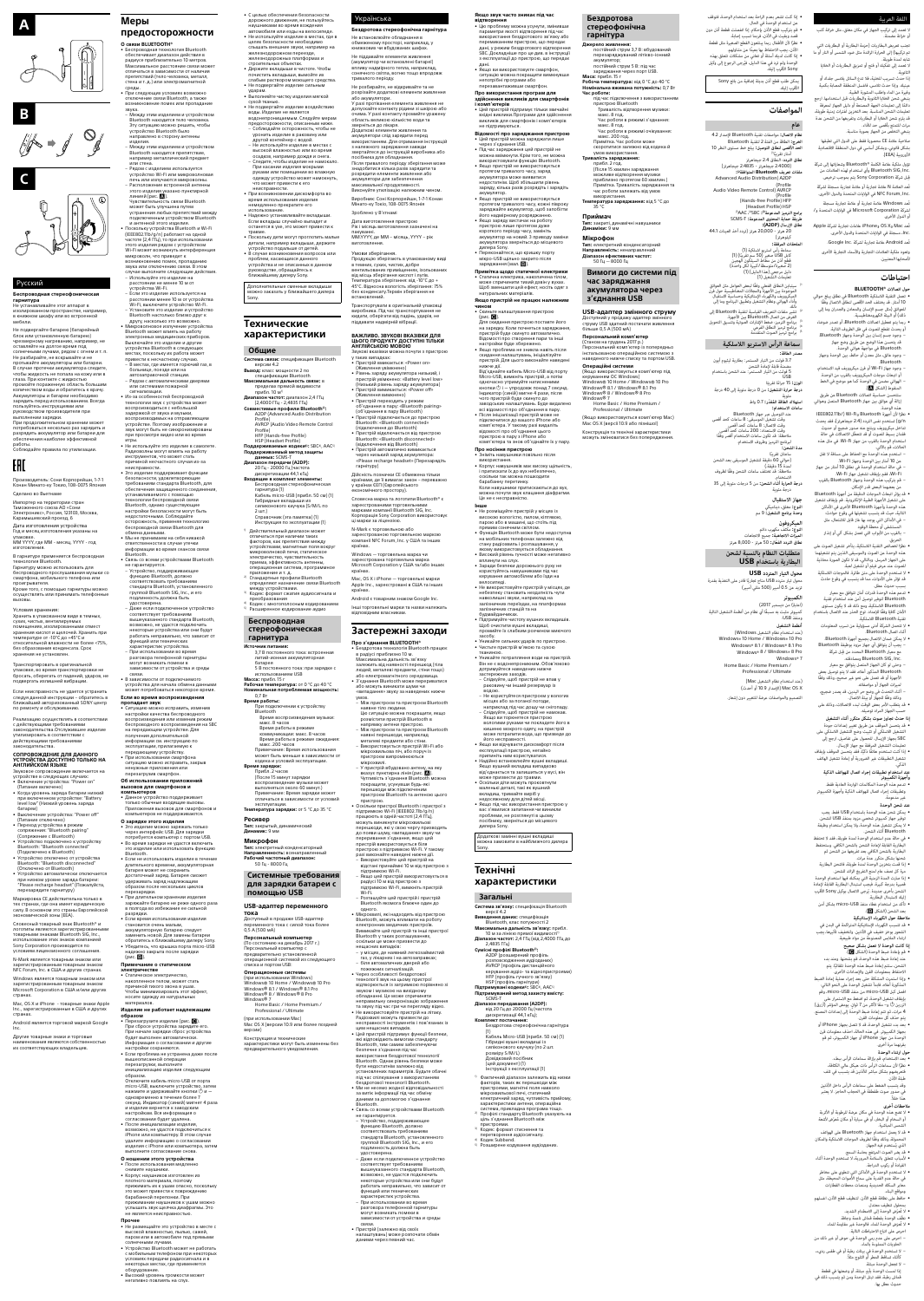A

B

C

# Русский

## Беспроводная стереофоническая гарнитура

Не устанавливайте этот аппарат в ограниченном пространстве, например, в книжном шкафу или во встроенной шкафу.

Не подвергайте батареи (батарейный блок или установленные батареи) чрезмерному нагреванию, например, не оставляйте на длительное время под солнечными лучами, рядом с огнем и т. п.

Не разбирайте, не вскрывайте и не пробуйте аккумуляторы или батареи. В случае протечки аккумулятора следите, чтобы жидкость не попала на кожу или в глаза. При контакте с жидкостью промойте пораженную область большим количеством воды и обратитесь к врачу.

Аккумуляторы и батареи необходимо заряжать перед использованием. Следуйте инструкциям или руководству производителя при выполнении зарядки.

При продолжительном хранении может потребоваться несколько раз заряжать и разряжать аккумуляторы или батареи для обеспечения наибольшей эффективной работы.

Соблюдайте правила по утилизации.

Производитель: Сони Корпорейшн, 1-7-1 Конан Минато-ку Токио, 108-0075 Япония

Сделано во Вьетнаме

Импортер на территории стран Таможенного союза АО «Сони Электроникс», Россия, 123103, Москва, Карамышевский проезд, 6

Дата изготовления устройства

Год и месяц изготовления указаны на упаковке.

ММ.YYYY, где ММ - месяц, YYYY - год изготовления.

В гарнитуре применяется беспроводная технология Bluetooth.

Гарнитуру можно использовать для беспроводного прослушивания музыки со смартфона, мобильного телефона или проигрывателя.

Кроме того, с помощью гарнитуры можно осуществлять или принимать телефонные вызовы.

Условия хранения:

Хранить в упакованном виде в темных, сухих, чистых, вентилируемых помещениях, изолированных от мест хранения кислот и щелочей. Хранить при температуре от -10°C до +45°C и относительной влажности не более ~75%, без образования конденсата. Срок хранения не установлен.

Транспортировать в оригинальной упаковке, во время транспортировки не бросать, оберегать от падений, ударов, не подвергать излишней вибрации.

Если неисправность не удается устранить следуя данной инструкции – обратиться в ближайший авторизованный SONY центр по ремонту и обслуживанию.

Реализацию осуществлять в соответствии с действующими требованиями законодательства. Охлажденные изделия утилизировать в соответствии с действующими требованиями законодательства.

## СОПРОВОЖДЕНИЕ ДЛЯ ДАННОГО УСТРОЙСТВА ДОСТУПНО ТОЛЬКО НА АНГЛИЙСКОМ ЯЗЫКЕ

Звуковое сопровождение включается на устройстве в следующих случаях:
- Включение устройства: "Power on" (Питание включено)
- Когда уровень заряда батареи низкий при включенном устройстве: "Battery level low" (Низкий уровень заряда батареи)
- Выключение устройства: "Power off" (Питание отключено)
- Переход устройства в режим сопряжения: "Bluetooth pairing" (Сопряжение с Bluetooth)
- Устройство подключено к устройству Bluetooth: "Bluetooth connected" (Подключено к Bluetooth)
- Устройство отключено от устройства Bluetooth: "Bluetooth disconnected" (Отключено от Bluetooth)
- Устройство автоматически отключится при низком уровне заряда батареи: "Please recharge headset" (Пожалуйста, перезарядите гарнитуру)

Маркировка CE действительна только в тех странах, где она имеет юридическую силу. В основном это страны Европейской экономической зоны (ЕЭЗ).

Словесный товарный знак Bluetooth® и логотипы являются зарегистрированными товарными знаками Bluetooth SIG, Inc. и использование этих знаков компанией Sony Corporation производится по лицензии.

N-Mark является товарным знаком или зарегистрированным товарным знаком NFC Forum, Inc. в США и других странах.

Windows является товарным знаком или зарегистрированным товарным знаком Microsoft Corporation в США и/или других странах.

Mac, OS X и iPhone - товарные знаки Apple Inc., зарегистрированные в США и других странах.

Android является товарной маркой Google Inc.

Другие товарные знаки и торговые наименования являются собственностью их соответствующих владельцев.

## Меры предосторожности

### О связи BLUETOOTH®

- Беспроводная технология Bluetooth обеспечивает дальность действия в радиусе приблизительно 10 метров. Максимальное расстояние связи может отличаться в зависимости от наличия препятствий (тело человека, металл, стена и т. д.) или электромагнитной среды.
- При следующих условиях возможно отключение связи Bluetooth, а также возникновение помех или пропадание звука.
  - Между этим изделием и устройством Bluetooth находится тело человека. Эту ситуацию можно решить, чтобы устройство Bluetooth было направлено в сторону антенны изделия.
  - Между этим изделием и устройством Bluetooth находится какое-либо препятствие, например металлический предмет или стена.
  - Рядом с изделием используются устройства Wi-Fi или микроволновая печь или излучается микроволны.
  - Расположение встроенной антенны этого изделия указано пунктирной линией (рис. A).
    Чувствительность связи Bluetooth может быть улучшена путем устранения любых препятствий между подключенным устройством Bluetooth и антенной этого изделия.
- Поскольку устройства Bluetooth и Wi-Fi (IEEE802.11b/g/n) работают на одной частоте (2,4 ГГц), то при использовании этого изделия рядом с устройством Wi-Fi может возникнуть интерференция микроволн, что приводит к возникновению помех, пропаданию звука или отключению связи. В этом случае выполните следующие действия.
  - Используйте это изделие на расстоянии не менее 10 м от устройства Wi-Fi.
  - Если это изделие используется на расстоянии менее 10 м от устройства Wi-Fi, выключите устройство Wi-Fi.
  - Установите это изделие и устройство Bluetooth настолько близко друг к другу, насколько это возможно.
- Микроволновое излучение устройства Bluetooth может влиять на работу электронных медицинских приборов. Выключайте это изделие и другие устройства Bluetooth в следующих местах, поскольку их работа может привести к несчастному случаю.
  - В местах, где имеются горючий газ, в больнице, поезде, самолете или автозаправочной станции.
  - Рядом с автоматическими дверями или пожарной сигнализацией.
- Из-за особенностей беспроводной технологии звук в этом изделии воспроизводится с небольшой задержкой от звука и музыки, воспроизводимых на передающем устройстве. Поэтому при просмотре фильмов или играх в видеоигры изображение и звук могут быть не синхронизированы при просмотре видео или во время игры.
- Не используйте это изделие в самолете. Радиоволны могут влиять на работу инструментов, что может стать причиной несчастного случая-за неисправности.
- Это изделие поддерживает функции безопасности, удовлетворяющие требованиям стандарта Bluetooth, для обеспечения защищенного соединения, устанавливаемого с помощью технологии беспроводной связи Bluetooth, однако существующие настройки безопасности могут быть недостаточными. Соблюдайте осторожность, применяя технологию беспроводной связи Bluetooth для обмена данными.
- Мы не принимаем на себя никакой ответственности в случае утечки информации во время сеанса связи Bluetooth.
- Связь со всеми устройствами Bluetooth не гарантируется.
  - Устройство, поддерживающее функции Bluetooth, должно соответствовать требованиям стандарта Bluetooth, установленного группой Bluetooth SIG, Inc., и его подлинность должна быть удостоверена.
  - Даже если подключенное устройство соответствует требованиям вышеуказанного стандарта Bluetooth, возможно, не удастся подключить некоторые устройства или они будут работать неправильно, что зависит от функций или технических характеристик устройства.
  - При использовании во время разговора телефонной гарнитуры могут возникать помехи в зависимости от устройства и среды связи.
- В зависимости от подключаемого устройства для начала обмена данными может потребоваться некоторое время.

### Если во время воспроизведения пропадает звук

- Ситуацию можно исправить, изменив настройки качества беспроводного воспроизведения или изменив режим беспроводного воспроизведения на SBC на передающем устройстве. Для получения дополнительной информации см. инструкции по эксплуатации, прилагаемые к передающему устройству.
- При использовании смартфона ситуация может исправить, закрыв ненужные приложения или перезагрузив смартфон.

### Об использовании программной вызовов для смартфонов и компьютеров

- Данное устройство поддерживает только обычные входящие вызовы. Приложения вызовов для смартфонов и компьютеров не поддерживаются.

### О зарядке этого изделия

- Это изделие можно заряжать только через интерфейс USB. Для зарядки требуется компьютер с портом USB.
- Во время зарядки не удается включить это изделие или использовать функцию Bluetooth.
- Если не использовать изделие в течение длительного времени, аккумуляторная батарея может не сохранить достаточный заряд. Батарея сможет удерживать заряд надлежащим образом после нескольких циклов перезарядки.
- При длительном хранении изделия заряжайте батарею не реже одного раза в полгода во избежание ее полной разрядки.
- Если время использования изделия становится очень малым, аккумуляторную батарею следует заменить новой. Для замены батареи обратитесь к ближайшему дилеру Sony.
- Убедитесь, что крышка порта micro-USB надежно закрыта после зарядки (рис. B).

### Примечание о статическом электричестве

- Статическое электричество, накопленное телом, может стать причиной легкого звона в ушах. Чтобы минимизировать этот эффект, носите одежду из натуральных материалов.

### Изделие не работает надлежащим образом

- Перезагрузите изделие (рис. C).
  При сбросе устройства зарядите его. При начале зарядки сброс устройства будет выполнен автоматически. Информация о сопряжении и другие настройки сохраняются.
- Если проблема не устранена даже после вышеописанной операции перезарядки, выполните инициализацию изделия следующим образом.
  Отключите кабель micro-USB от порта micro-USB, выключите устройство, затем нажмите и удерживайте кнопки ⏻ и — одновременно в течение более 7 секунд. Индикатор (синий) мигнет 4 раза и изделие вернется к заводским настройкам. Вся информация о сопряжении будет удалена.
- После инициализации изделия, возможно, не удастся подключить к iPhone или компьютеру. В этом случае удалите информацию о сопряжении изделия с iPhone или компьютера, затем выполните сопряжение снова.

### О ношении этого устройства

- После использования наушники снимите наушники.
- Корпус наушников изготовлен из плотного материала, поэтому прикладывать их к ушам опасно, поскольку это может привести к повреждению барабанной перепонки. При прижимании наушников к ушам можно услышать звук щелчка диафрагмы. Это не является неисправностью.

### Прочее

- Не размещайте это устройство в месте с высокой влажностью, пылью, сажей, паром или в автомобиле под прямыми солнечными лучами.
- Устройство Bluetooth может не работать с мобильным телефоном при некоторых условиях передачи радиосигнала и в некоторых местах, где применяется оборудование.
- Высокий уровень громкости может негативно повлиять на слух.
- С целью обеспечения безопасности дорожного движения, не пользуйтесь наушниками во время вождения автомобиля или езды на велосипеде.
- Не используйте изделие в местах, где в целях безопасности необходимо слышать окружающие звуки, например на железнодорожных переездах, железнодорожных платформах и строительных объектах.
- Держите вкладыши в чистоте. Чтобы почистить вкладыши, вымойте их слабым раствором моющего средства.
- Не подвергайте изделие сильным ударам.
- Выполняйте чистку изделия мягкой сухой тканью.
- Не подвергайте изделие воздействию воды. Изделие не является водонепроницаемым. Следуйте мерам предосторожности, описанным ниже.
  - Соблюдайте осторожность, чтобы не уронить изделие в раковину или другой контейнер с водой.
  - Не используйте изделие в местах с высокой влажностью или при плохой погоде, например в дождь или снег.
  - Следите, чтобы изделие не намокало. При касании изделия мокрыми руками или помещении во влажную одежду изделие может намокнуть, что может привести к его неисправности.
- При возникновении дискомфорта во время использования изделия немедленно прекратите его использование.
- Надевайте установленные вкладыши. Если вкладыш случайно выпадет и останется в ухе, это может привести к травме.
- Поскольку дети могут проглотить мелкие детали, например вкладыши, держите устройство подальше от детей.
- В случае возникновения вопросов или проблем, касающихся данного устройства и не описанных в данном руководстве, обращайтесь к ближайшему дилеру Sony.

Дополнительные сменные вкладыши можно заказать у ближайшего дилера Sony.

## Технические характеристики

### Общие

**Система связи:** спецификация Bluetooth версии 4.2

**Выход:** мощность 2 по спецификации Bluetooth

**Максимальная дальность связи:** в пределах прямой видимости прибл. 10 м[1]

**Диапазон частот:** диапазон 2,4 ГГц (2,4000 ГГц – 2,4835 ГГц)

**Совместимые профили Bluetooth**[2]**:** A2DP (Advanced Audio Distribution Profile), AVRCP (Audio Video Remote Control Profile), HFP (Hands-free Profile), HSP (Headset Profile)

**Поддерживаемый кодек**[3]**:** SBC[4], AAC[5]

**Поддерживаемый метод защиты данных:** SCMS-T

**Диапазон передачи (A2DP):** 20 Гц – 20000 Гц (частота дискретизации 44,1 кГц)

**Входящие в комплект элементы:**
Беспроводная стереофоническая гарнитура (1)
Кабель USB (прибл. 50 см) (1)
Гибридные вкладыши из силиконового каучука (S/M/L по 2 шт.)
Справочник (эта памятка) (1)
Инструкция по эксплуатации (1)

[1] Действительный диапазон может отличаться при наличии таких факторов, как препятствия между устройствами, магнитные поля вокруг микроволновой печи, статическое электричество, чувствительность приема, эффективность антенны, операционная система, программное приложение и т. д.

[2] Стандартные профили Bluetooth определяют назначение связи Bluetooth между устройствами.

[3] Кодек: формат сжатия аудиосигнала и преобразования

[4] Кодек с многополосным кодированием

[5] Расширенное кодирование аудио

### Беспроводная стереофоническая гарнитура

**Источник питания:**
3,7 В постоянного тока: встроенная литий-ионная аккумуляторная батарея
5 В постоянного тока: при зарядке с использованием USB

**Масса:** прибл. 15 г

**Рабочая температура:** от 0 °C до 40 °C

**Номинальная потребляемая мощность:** 0,7 Вт

**Время работы:**
При подключении к устройству Bluetooth
Время воспроизведения музыки: макс. 8 часов
Время работы в режиме коммуникации: макс. 8 часов
Время работы в режиме ожидания: макс. 200 часов
Примечание: Время использования может быть меньше в зависимости от кодека и условий эксплуатации.

**Время зарядки:**
Прибл. 2 часа
(После 15 минут зарядки воспроизведение музыки может выполняться около 60 минут.)
Примечание: Время зарядки может отличаться в зависимости от условий эксплуатации.

**Температура зарядки:** от 5 °C до 35 °C

### Ресивер

**Тип:** закрытый, динамический

**Динамик:** 9 мм

### Микрофон

**Тип:** электретный конденсаторный

**Направленность:** всенаправленный

**Рабочий частотный диапазон:** 50 Гц – 8000 Гц

## Системные требования для зарядки батареи с помощью USB

**USB-адаптер переменного тока**
Доступный в продаже USB-адаптер переменного тока с силой тока более 0,5 A (500 мА)

**Персональный компьютер**
(По состоянию на декабрь 2017 г.)
Персональный компьютер с предварительно установленной операционной системой из следующего списка и портом USB:

**Операционные системы**
(при использовании Windows)
Windows 10 Home / Windows 10 Pro
Windows® 8.1 / Windows® 8.1 Pro
Windows® 8 / Windows® 8 Pro
Windows® 7
Home Basic / Home Premium / Professional / Ultimate
(при использовании Mac)
Mac OS X (версии 10.9 или более поздней версии)

Конструкция и технические характеристики могут быть изменены без предварительного уведомления.

# Українська

## Бездротова стереофонічна гарнітура

Не встановлюйте обладнання в обмеженому просторі, наприклад, у книжковій шафі або вбудованій шафі.

Не піддавайте елементи живлення (акумулятор чи встановлені батареї) впливу надмірного тепла, наприклад, сонячного світла, вогню тощо впродовж тривалого часу.

Не розбирайте, не відкривайте та не розрізайте додаткові елементи живлення або акумулятори.

У разі протікання елемента живлення не допускайте контакту рідини зі шкірою або очима. У разі контакту промийте уражену область великою кількістю води та зверніться до лікаря.

Додаткові елементи живлення та акумулятори слід заряджати перед використанням. Для належного заряджання завжди звертайтеся до інструкцій з експлуатації або посібника до обладнання.

Після тривалого періоду зберігання може знадобитися кілька разів зарядити й розрядити елементи живлення або акумулятори для забезпечення максимальної продуктивності.

Викидайте належним чином.

Виробник: Соні Корпорейшн, 1-7-1 Конан Мінато-ку Токіо, 108-0075 Японія

Зроблено у В'єтнамі

Дата виготовлення пристрою

Рік і місяць виготовлення зазначені на пакуванні.

MM.YYYY, де MM – місяць, YYYY – рік виготовлення.

Умови зберігання.

Продукцію зберігають в упакованому виді в темних, сухих, чистих, добре вентильованих приміщеннях, ізольованих від місць зберігання кислот і лугів. Температура зберігання: від -10 °C до + 45°C. Відносна вологість: більшості 75% без конденсату. Термін зберігання не встановлено.

Транспортування в оригінальній упаковці виробника. Під час транспортування не кидати, оберігати від падінь, ударів, не піддавати надмірній вібрації.

### ВАЖЛИВО. ЗВУКОВІ ВКАЗІВКИ ДЛЯ ЦЬОГО ПРИСТРОЮ ДОСТУПНІ ТІЛЬКИ АНГЛІЙСЬКОЮ МОВОЮ.

Звукові вказівки звучать з цього пристрою у таких випадках:
- Пристрій вмикається: «Power on» (Живлення увімкнено)
- Рівень заряду низький, коли увімкнений пристрій увімкнено: «Battery level low» (Низький рівень заряду акумулятора)
- Пристрій вимикається: «Power off» (Живлення вимкнено)
- Пристрій переходить у режим з'єднання в пару: «Bluetooth pairing» (об'єднання в пару Bluetooth)
- Пристрій підключається до пристрою Bluetooth: «Bluetooth connected» (підключено до Bluetooth)
- Пристрій відключається від пристрою Bluetooth: «Bluetooth disconnected» (відключено від Bluetooth)
- Пристрій автоматично вимикається через низький заряд акумулятора: «Please recharge headset» (Перезарядіть гарнітуру)

Дійсність позначки CE обмежена тільки країнами, де її вимагає закон – переважно у країнах ЄЕП (Європейського економічного простору).

Словесна марка та логотипи Bluetooth® є зареєстрованими торговельними марками компанії Bluetooth SIG, Inc. Корпорація Sony Corporation використовує ці марки за ліцензією.

N-Mark є торговельною або зареєстрованою торговельною маркою компанії NFC Forum, Inc. у США та інших країнах.

Windows – торговельна марка чи зареєстрована торговельна марка Microsoft Corporation в США та/або інших країнах.

Mac, OS X і iPhone – торговельні марки Apple Inc., зареєстровані в США та інших країнах.

Android є товарним знаком Google Inc.

Інші торговельні марки та назви належать відповідним власникам.

## Застережні заходи

### Про з'єднання BLUETOOTH®

- Бездротова технологія Bluetooth працює в радіусі приблизно 10 м. Максимальна дальність зв'язку залежить від наявності перешкод (тіла людей, металеві предмети, стіни тощо) або електромагнітного середовища.
- З'єднання Bluetooth може переривитися або можуть виникати шуми чи «випадання» звуку за наведених нижче умов.
  - Між пристроєм та пристроєм Bluetooth наявне тіло людини. Цю ситуацію можна покращити, якщо розмістити пристрій Bluetooth в напрямку антени пристрою.
  - Між пристроєм та пристроєм Bluetooth наявні перешкоди, наприклад металеві предмети або стіни.
  - Використовується пристрій Wi-Fi або мікрохвильова піч поблизу пристрою.
  - У пристрій вбудовано антену, на яку вказує пунктирна лінія (рис. A). Чутливість з'єднання Bluetooth можна покращити, усунувши будь-які перешкоди між підключеним пристроєм Bluetooth та антеною цього пристрою.
- Оскільки пристрої Bluetooth і пристрої з підтримкою Wi-Fi (IEEE802.11b/g/n) працюють в одній частоті (2,4 ГГц), можуть виникати мікрохвильові перешкоди, які є свою чергу призводять до появи шумів, «випадання» звуку чи переривання з'єднання, якщо цей пристрій використовується біля пристрою з підтримкою Wi-Fi. У такому разі виконайте наведені нижче дії.
  - Використовуйте цей пристрій на відстані принаймні 10 м від пристрою з підтримкою Wi-Fi.
  - Якщо цей пристрій використовується в радіусі 10 м від пристрою з підтримкою Wi-Fi, вимкніть пристрій Wi-Fi.
  - Розташуйте цей пристрій і пристрій Bluetooth якомога ближче один до одного.
- Мікрохвилі, які надходять від пристрою Bluetooth, можуть впливати на роботу електронних медичних пристроїв. Вимикайте цей пристрій та інші пристрої Bluetooth у таких розташуваннях, оскільки це може призвести до нещасних випадків:
  - у місцях, де наявний легкозаймистий газ, у лікарнях і на автозаправках;
  - біля автоматичних дверей або пожежних сигналізацій.
- Через особливості бездротової технології звук на цьому пристрої відтворюється із запізненням порівняно із звуком і музикою на вихідному обладнанні. Це може призвести до розбіжності між зображенням і звуком під час перегляду відео.
- Не використовуйте пристрій на літаку. Радіохвилі можуть впливати на інструменти і спричиняти нещасні випадки.
- Цей пристрій підтримує функції безпеки, які відповідають вимогам стандарту Bluetooth, тим самим забезпечуючи безпечне з'єднання під час використання бездротової технології Bluetooth. Однак рівень безпеки може бути недостатнім, залежно від встановлених параметрів. Будьте обачні під час спілкування з використанням бездротової технології Bluetooth.
- Ми не несемо жодної відповідальності за витік інформації під час обміну даними за допомогою з'єднання Bluetooth.
- Зв'язок зі всіма пристроями Bluetooth не гарантовано.
  - Пристрої, що підтримують функцію Bluetooth, повинні відповідати стандарту Bluetooth, установленому групою Bluetooth SIG, Inc. і їх справжність повинна бути засвідчена.
  - Навіть якщо підключений пристрій відповідає вимогам вищезазначеного стандарту Bluetooth, можливо, не вдасться підключити деякі пристрої, або вони будуть працювати неналежним чином залежно від функцій або технічних характеристик пристрою.
  - При використанні під час розмови гарнітури телефону гарнітура можуть виникати шуми залежно від пристрою та середовища з'єднання.
- Пристрій (залежно від свого налаштування) може розпочати обмін даними через певний час.

### Якщо звук часто зникає під час відтворення

- Цю проблему можна усунути, змінивши параметри якості відтворення під час використання бездротового, або якщо режим на SBC на пристрої, що передає дані. Для отримання детальних відомостей про це див. в інструкції з експлуатації до пристрою, що передає дані.
- Якщо ви використовуєте смартфон, ситуацію можна покращити вимкнувши непотрібні програми або перезавантаживши смартфон.

### Про використання програм для здійснення викликів для смартфонів і комп'ютерів

- Цей пристрій підтримує тільки звичайні вхідні виклики. Програми для здійснення викликів для смартфонів і комп'ютерів не підтримуються.

### Відомості про заряджання пристрою

- Цей пристрій можна заряджати лише через з'єднання USB.
- Під час заряджання цей пристрій не можна ввімкнути. Крім того, не можна використовувати функцію Bluetooth.
- Якщо пристрій не використовується протягом тривалого часу, заряд акумулятора може швидко втрачатися. Щоб збільшити рівень заряду, кілька разів розрядіть і зарядіть акумулятор.
- Якщо пристрій не використовується протягом тривалого часу, кожні півроку заряджайте акумулятор, щоб запобігти його надмірному розрядженню.
- Якщо заряду вистачає на роботу пристрою лише протягом дуже короткого періоду часу, замініть акумулятор на новий. З приводу заміни акумулятора зверніться до місцевого дилера Sony.
- Переконайтеся, що кришку порту micro-USB щільно закрито після заряджання (рис. B).

### Примітка щодо статичної електрики

- Статична електрика, накопичена тілом, може спричинити тихий дзвін у вухах. Щоб зменшити цей ефект, носіть одяг з натуральних матеріалів.

### Якщо пристрій не працює належним чином

- Скиньте налаштування пристрою (рис. C).
  Для скидання пристрою поставте його на зарядку. Коли почнеться заряджання, пристрій буде скинуто автоматично. Відомості про з'єднання в пару та інші настройки буде збережено.
- Якщо проблему не вдалося усунути після скидання налаштувань, ініціалізуйте пристрій. Для цього виконайте наведені нижче дії.
  Від'єднайте кабель Micro-USB від порту Micro-USB, вимкніть пристрій, а потім одночасно утримуйте натиснутими кнопки ⏻ і — упродовж понад 7 секунд. Індикатор (синій) мигне 4 рази, після чого пристрій буде скинуто до заводських налаштувань. Буде видалено всі відомості про об'єднання в пару.
- Після ініціалізації пристрій може не підключатися до вашого iPhone або комп'ютера. У такому разі видаліть відомості про об'єднання цього пристрою в пару з iPhone або комп'ютера та знову об'єднайте їх у пару.

### Про носіння пристрою

- Зніміть навушники після використання.
- Корпус навушників має високу щільність, і прикласти їх до вух небезпечно, оскільки так можна пошкодити барабанну перетинку. Коли навушники притискаються до вух, можна почути клацання мембрани. Це не є несправністю.

### Інше

- Не розміщуйте пристрій у місцях із високою вологістю, пилом, кіптявою, парою або в машині, що стоїть під прямим сонячним промінням.
- Функція Bluetooth може бути недоступна на мобільних телефонах залежно від стану радіохвиль і розташування, в якому використовується обладнання.
- Високий рівень гучності може негативно вплинути на слух.
- Заради безпеки дорожнього руху не користуйтесь навушниками під час керування автомобілем чи велосипедом.
- Не використовуйте пристрій у місцях, де небезпечно стежити за звуками навколишнього середовища, наприклад біля залізничних переїздів, на платформах залізничних станцій та на будівельних майданчиках.
- Підтримуйте чистоту вушних вкладишів. Щоб очистити вушні вкладиші, промийте їх слабким розчином мийного засобу.
- Уникайте сильних ударів по пристрою.
- Чистіть пристрій м'якою та сухою тканиною.
- Уникайте потрапляння води на пристрій. Він не є водонепроникним. Обов'язково дотримуйтеся наведених нижче застережних заходів.
  - Слідкуйте, щоб пристрій не впав у раковину чи інший контейнер із водою.
  - Не користуйтеся пристроєм у вологих місцях або в погану погоду, наприклад під час дощу чи снігопаду.
  - Не допускайте намокання пристрою. Якщо ви торкнетеся пристрою вологими руками чи покладете його в кишеню вологого одягу, пристрій може намокнути та вийти з ладу.
- Якщо ви відчуваєте дискомфорт після експлуатації пристрою, негайно припиніть ним користуватися.
- Надійно встановлюйте вушні вкладиші. Якщо вушний вкладиш випадково від'єднається та залишиться у вусі, він може призвести до травми.
- Оскільки діти можуть проковтнути маленькі деталі, вкладиші, тримайте їх у недосяжному для дітей місці.
- Якщо під час використання пристрою у вас з'явилися запитання чи виникли проблеми, не розглянуті в цьому посібнику, зверніться до місцевого дилера Sony.

Додаткові змінні вушні вкладиші можна замовити в найближчого дилера Sony.

## Технічні характеристики

### Загальні

**Система зв'язку:** специфікація Bluetooth версії 4.2

**Вихідна потужність:** специфікація Bluetooth, клас потужності 2

**Максимальна дальність зв'язку:** у межах прямої видимості прибл. 10 м

**Діапазон частот:** 2,4 ГГц (від 2,4000 ГГц до 2,4835 ГГц)

**Сумісні профілі Bluetooth:** A2DP (розширений профіль розповсюдження аудіоданих), AVRCP (профіль дистанційного керування аудіо- та відеопристроєм), HFP (профіль гучного зв'язку), HSP (профіль гарнітури)

**Підтримувані кодеки:** SBC, AAC

**Підтримуваний метод захисту вмісту:** SCMS-T

**Діапазон передавання (A2DP):** від 20 Гц до 20000 Гц (частота дискретизації 44,1 кГц)

**Комплект постачання:**
Бездротова стереофонічна гарнітура (1)
Кабель Micro-USB (прибл. 50 см) (1)
Гібридні вушні вкладиші із силіконового каучуку (по 2 шт. розміру S/M/L)
Довідковий посібник (цей документ) (1)
Інструкції з експлуатації (1)

Фактичний діапазон залежатиме від таких факторів, таких як перешкоди між пристроями, магнітне поле навколо мікрохвильової печі, статичний електричний заряд, чутливість приймача, характеристики антени, операційна система, програмне забезпечення тощо.

Профілі стандарту Bluetooth указують на ціль з'єднання Bluetooth між пристроями.

Кодек: формат стиснення та перетворення аудіосигналу.

Кодек групового кодування.

Розширене кодування аудіо.

## Бездротова стереофонічна гарнітура

**Джерело живлення:**
постійний струм 3,7 В: вбудований перезаряджуваний літієво-іонний акумулятор
постійний струм 5 В: під час заряджання через порт USB

**Маса:** прибл. 15 г

**Робоча температура:** від 0 °C до 40 °C

**Номінальна вихідна потужність:** 0,7 Вт

**Час роботи:**
під час підключення з пристроєм Bluetooth
Тривалість відтворення музики: макс. 8 год.
Час роботи в режимі зв'язку: макс. 8 год.
Час роботи в режимі очікування: макс. 200 год.
Примітка. Час роботи може скоротитися залежно від кодека й умов використання.

**Тривалість заряджання:**
прибл. 2 год.
(Після 15 хвилин заряджання можливе відтворення музики приблизно протягом 60 хвилин.)
Примітка. Тривалість заряджання може залежати від умов використання.

**Температура заряджання:** від 5 °C до 35 °C

### Приймач

**Тип:** закритий, динамічний

**Динамік:** 9 мм

### Мікрофон

**Тип:** електретний конденсаторний

**Спрямованість:** всенаправлений

**Діапазон ефективних частот:** 50 Гц – 8000 Гц

## Вимоги до системи під час заряджання акумулятора через з'єднання USB

**USB-адаптер змінного струму**
Доступний у продажу адаптер змінного струму USB здатний постачати живлення більше 0,5 A (500 мА)

**Персональний комп'ютер**
(Станом на грудень 2017 р.)
Персональний комп'ютер із попередньо інстальованою операційною системою з наведеного нижче списку та портом USB:

**Операційні системи**
(Якщо використовується комп'ютер під керуванням ОС Windows)
Windows 10 Home / Windows 10 Pro
Windows® 8.1 / Windows® 8.1 Pro
Windows® 8 / Windows® 8 Pro
Windows® 7
Home Basic / Home Premium / Professional / Ultimate
(Якщо використовується комп'ютер під керуванням Mac)
Mac OS X (версії 10.9 або новішої)

Конструкцію та технічні характеристики можуть змінюватися без попередження.

# اللغة العربية

## احتياطات

### حول اتصالات BLUETOOTH®

## المواصفات

### عام

### سماعة الاستريو اللاسلكية

### جهاز الاستقبال

### الميكروفون

## متطلبات النظام بالنسبة لشحن البطارية باستخدام USB